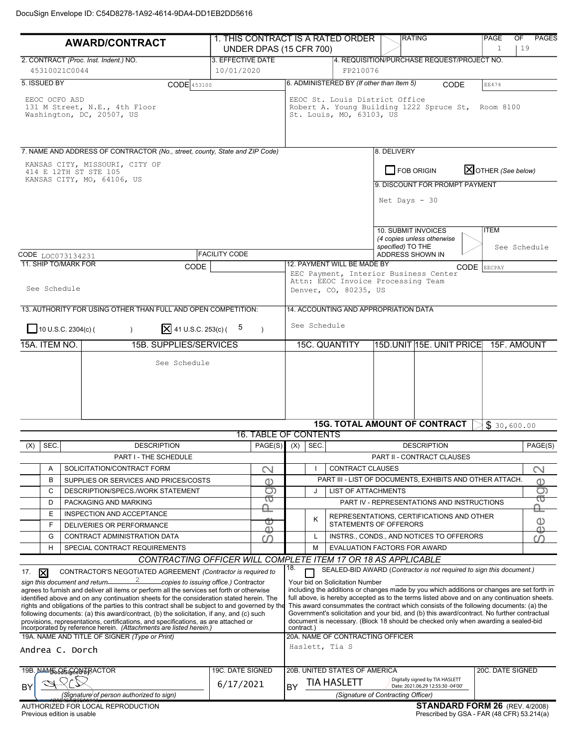DocuSign Envelope ID: C54D8278-1A92-4614-9DA4-DD1EB2DD5616

# AWARD/CONTRACT

| | | | |
|---|---|---|---|
| 1. THIS CONTRACT IS A RATED ORDER UNDER DPAS (15 CFR 700) | RATING | PAGE 1 | OF PAGES 19 |
| 2. CONTRACT (Proc. Inst. Indent.) NO. 45310021C0044 | 3. EFFECTIVE DATE 10/01/2020 | 4. REQUISITION/PURCHASE REQUEST/PROJECT NO. FP210076 | |
| 5. ISSUED BY CODE 453100 | | 6. ADMINISTERED BY (If other than Item 5) CODE EE474 | |
| EEOC OCFO ASD<br>131 M Street, N.E., 4th Floor<br>Washington, DC, 20507, US | | EEOC St. Louis District Office<br>Robert A. Young Building 1222 Spruce St, Room 8100<br>St. Louis, MO, 63103, US | |

7. NAME AND ADDRESS OF CONTRACTOR (No., street, county, State and ZIP Code)

KANSAS CITY, MISSOURI, CITY OF
414 E 12TH ST STE 105
KANSAS CITY, MO, 64106, US

CODE LOC073134231 FACILITY CODE

8. DELIVERY

☐ FOB ORIGIN ☒ OTHER (See below)

9. DISCOUNT FOR PROMPT PAYMENT

Net Days - 30

10. SUBMIT INVOICES (4 copies unless otherwise specified) TO THE ADDRESS SHOWN IN — ITEM: See Schedule

11. SHIP TO/MARK FOR CODE

See Schedule

12. PAYMENT WILL BE MADE BY CODE EECPAY

EEC Payment, Interior Business Center
Attn: EEOC Invoice Processing Team
Denver, CO, 80235, US

13. AUTHORITY FOR USING OTHER THAN FULL AND OPEN COMPETITION:

☐ 10 U.S.C. 2304(c) ( ) ☒ 41 U.S.C. 253(c) ( 5 )

14. ACCOUNTING AND APPROPRIATION DATA

See Schedule

| 15A. ITEM NO. | 15B. SUPPLIES/SERVICES | 15C. QUANTITY | 15D. UNIT | 15E. UNIT PRICE | 15F. AMOUNT |
|---|---|---|---|---|---|
| | See Schedule | | | | |
| | | 15G. TOTAL AMOUNT OF CONTRACT | | | $ 30,600.00 |

## 16. TABLE OF CONTENTS

| (X) | SEC. | DESCRIPTION | PAGE(S) | (X) | SEC. | DESCRIPTION | PAGE(S) |
|---|---|---|---|---|---|---|---|
| | | PART I - THE SCHEDULE | | | | PART II - CONTRACT CLAUSES | |
| | A | SOLICITATION/CONTRACT FORM | See Page | | I | CONTRACT CLAUSES | See Page |
| | B | SUPPLIES OR SERVICES AND PRICES/COSTS | | | | PART III - LIST OF DOCUMENTS, EXHIBITS AND OTHER ATTACH. | |
| | C | DESCRIPTION/SPECS./WORK STATEMENT | | | J | LIST OF ATTACHMENTS | |
| | D | PACKAGING AND MARKING | | | | PART IV - REPRESENTATIONS AND INSTRUCTIONS | |
| | E | INSPECTION AND ACCEPTANCE | | | K | REPRESENTATIONS, CERTIFICATIONS AND OTHER STATEMENTS OF OFFERORS | |
| | F | DELIVERIES OR PERFORMANCE | | | | | |
| | G | CONTRACT ADMINISTRATION DATA | | | L | INSTRS., CONDS., AND NOTICES TO OFFERORS | |
| | H | SPECIAL CONTRACT REQUIREMENTS | | | M | EVALUATION FACTORS FOR AWARD | |

*CONTRACTING OFFICER WILL COMPLETE ITEM 17 OR 18 AS APPLICABLE*

17. ☒ CONTRACTOR'S NEGOTIATED AGREEMENT (*Contractor is required to sign this document and return* 2 *copies to issuing office.*) Contractor agrees to furnish and deliver all items or perform all the services set forth or otherwise identified above and on any continuation sheets for the consideration stated herein. The rights and obligations of the parties to this contract shall be subject to and governed by the following documents: (a) this award/contract, (b) the solicitation, if any, and (c) such provisions, representations, certifications, and specifications, as are attached or incorporated by reference herein. (*Attachments are listed herein.*)

18. ☐ SEALED-BID AWARD (*Contractor is not required to sign this document.*) Your bid on Solicitation Number ______ including the additions or changes made by you which additions or changes are set forth in full above, is hereby accepted as to the terms listed above and on any continuation sheets. This award consummates the contract which consists of the following documents: (a) the Government's solicitation and your bid, and (b) this award/contract. No further contractual document is necessary. (Block 18 should be checked only when awarding a sealed-bid contract.)

| | | | |
|---|---|---|---|
| 19A. NAME AND TITLE OF SIGNER (Type or Print)<br>Andrea C. Dorch | | 20A. NAME OF CONTRACTING OFFICER<br>Haslett, Tia S | |
| 19B. NAME OF CONTRACTOR<br>BY [signature] (Signature of person authorized to sign) | 19C. DATE SIGNED<br>6/17/2021 | 20B. UNITED STATES OF AMERICA<br>BY TIA HASLETT — Digitally signed by TIA HASLETT Date: 2021.06.29 12:55:30 -04'00' (Signature of Contracting Officer) | 20C. DATE SIGNED |

AUTHORIZED FOR LOCAL REPRODUCTION
Previous edition is usable

**STANDARD FORM 26** (REV. 4/2008)
Prescribed by GSA - FAR (48 CFR) 53.214(a)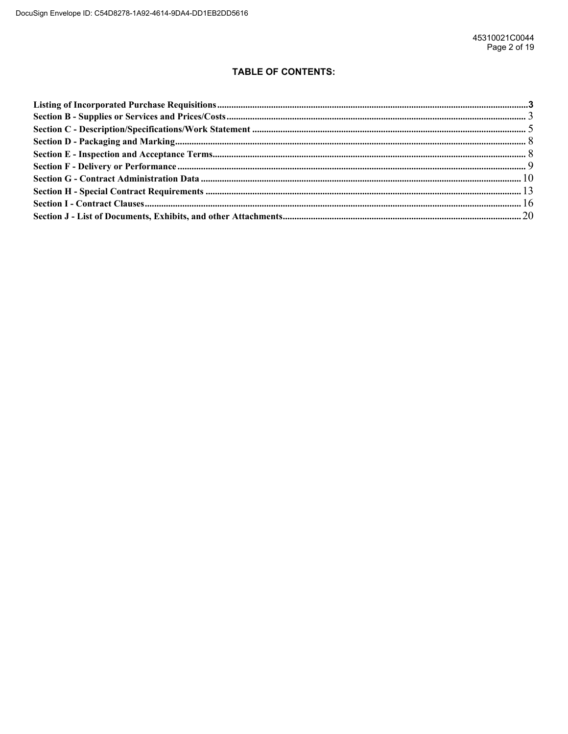## TABLE OF CONTENTS:

| | |
|---|---|
| **Listing of Incorporated Purchase Requisitions** | **3** |
| **Section B - Supplies or Services and Prices/Costs** | 3 |
| **Section C - Description/Specifications/Work Statement** | 5 |
| **Section D - Packaging and Marking** | 8 |
| **Section E - Inspection and Acceptance Terms** | 8 |
| **Section F - Delivery or Performance** | 9 |
| **Section G - Contract Administration Data** | 10 |
| **Section H - Special Contract Requirements** | 13 |
| **Section I - Contract Clauses** | 16 |
| **Section J - List of Documents, Exhibits, and other Attachments** | 20 |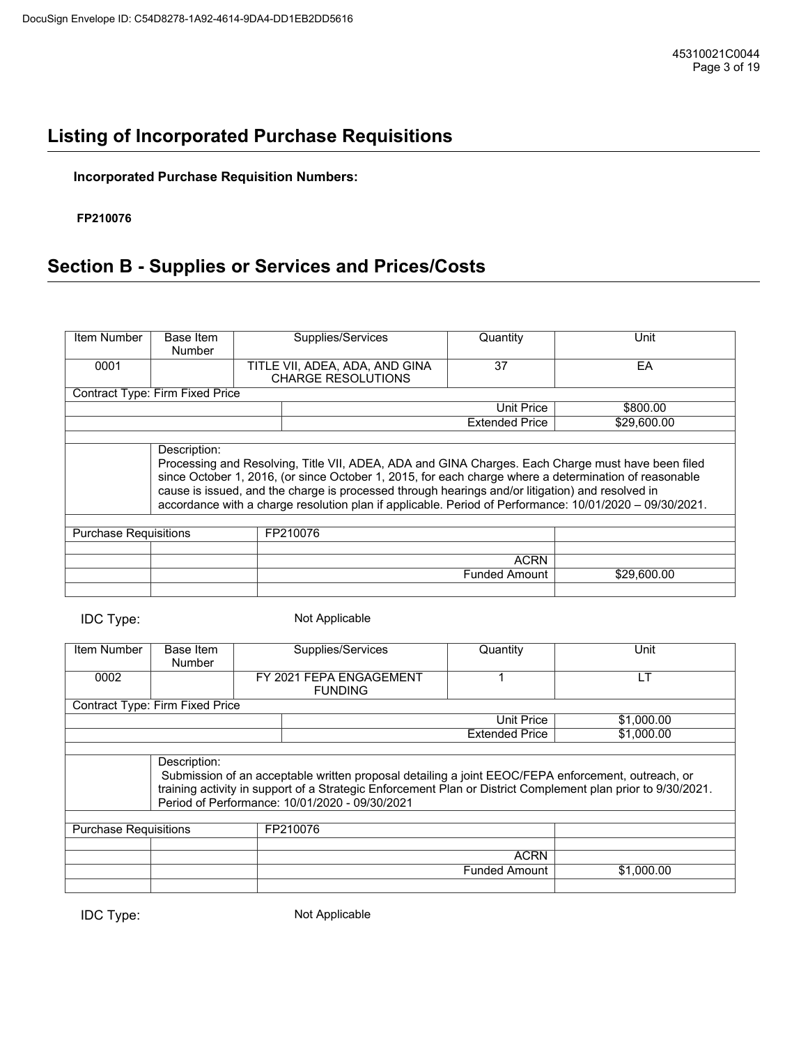# Listing of Incorporated Purchase Requisitions

**Incorporated Purchase Requisition Numbers:**

**FP210076**

# Section B - Supplies or Services and Prices/Costs

| Item Number | Base Item Number | Supplies/Services | Quantity | Unit |
|---|---|---|---|---|
| 0001 | | TITLE VII, ADEA, ADA, AND GINA CHARGE RESOLUTIONS | 37 | EA |
| Contract Type: Firm Fixed Price | | | | |
| | | | Unit Price | $800.00 |
| | | | Extended Price | $29,600.00 |
| | Description: Processing and Resolving, Title VII, ADEA, ADA and GINA Charges. Each Charge must have been filed since October 1, 2016, (or since October 1, 2015, for each charge where a determination of reasonable cause is issued, and the charge is processed through hearings and/or litigation) and resolved in accordance with a charge resolution plan if applicable. Period of Performance: 10/01/2020 – 09/30/2021. | | | |
| Purchase Requisitions | | FP210076 | | |
| | | | ACRN | |
| | | | Funded Amount | $29,600.00 |

IDC Type: Not Applicable

| Item Number | Base Item Number | Supplies/Services | Quantity | Unit |
|---|---|---|---|---|
| 0002 | | FY 2021 FEPA ENGAGEMENT FUNDING | 1 | LT |
| Contract Type: Firm Fixed Price | | | | |
| | | | Unit Price | $1,000.00 |
| | | | Extended Price | $1,000.00 |
| | Description: Submission of an acceptable written proposal detailing a joint EEOC/FEPA enforcement, outreach, or training activity in support of a Strategic Enforcement Plan or District Complement plan prior to 9/30/2021. Period of Performance: 10/01/2020 - 09/30/2021 | | | |
| Purchase Requisitions | | FP210076 | | |
| | | | ACRN | |
| | | | Funded Amount | $1,000.00 |

IDC Type: Not Applicable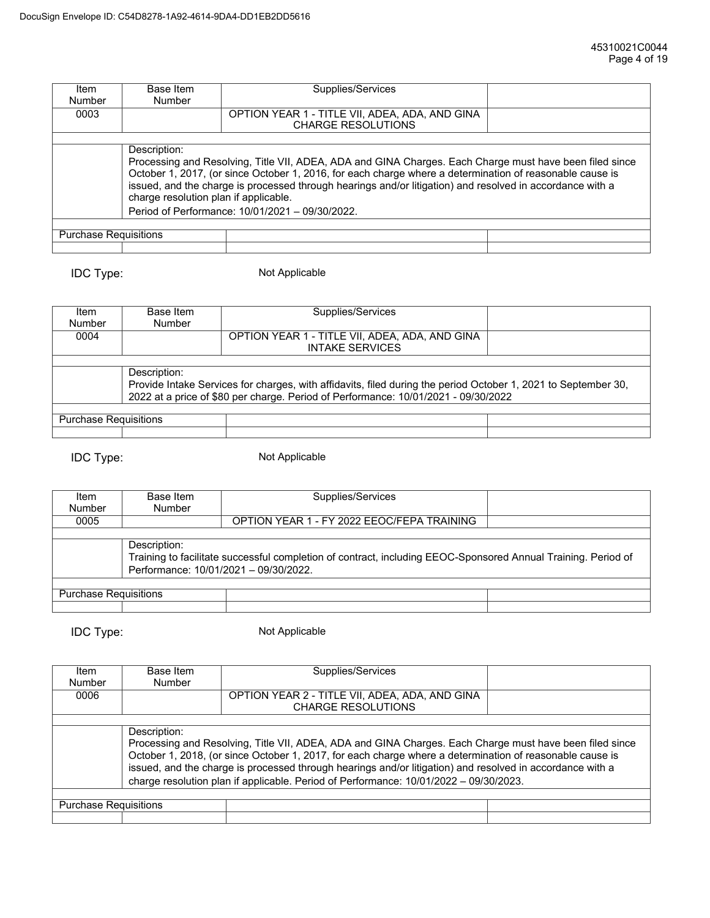| Item Number | Base Item Number | Supplies/Services | |
|---|---|---|---|
| 0003 | | OPTION YEAR 1 - TITLE VII, ADEA, ADA, AND GINA CHARGE RESOLUTIONS | |
| | Description: Processing and Resolving, Title VII, ADEA, ADA and GINA Charges. Each Charge must have been filed since October 1, 2017, (or since October 1, 2016, for each charge where a determination of reasonable cause is issued, and the charge is processed through hearings and/or litigation) and resolved in accordance with a charge resolution plan if applicable. Period of Performance: 10/01/2021 – 09/30/2022. | | |
| Purchase Requisitions | | | |
| | | | |

IDC Type: Not Applicable

| Item Number | Base Item Number | Supplies/Services | |
|---|---|---|---|
| 0004 | | OPTION YEAR 1 - TITLE VII, ADEA, ADA, AND GINA INTAKE SERVICES | |
| | Description: Provide Intake Services for charges, with affidavits, filed during the period October 1, 2021 to September 30, 2022 at a price of $80 per charge. Period of Performance: 10/01/2021 - 09/30/2022 | | |
| Purchase Requisitions | | | |
| | | | |

IDC Type: Not Applicable

| Item Number | Base Item Number | Supplies/Services | |
|---|---|---|---|
| 0005 | | OPTION YEAR 1 - FY 2022 EEOC/FEPA TRAINING | |
| | Description: Training to facilitate successful completion of contract, including EEOC-Sponsored Annual Training. Period of Performance: 10/01/2021 – 09/30/2022. | | |
| Purchase Requisitions | | | |
| | | | |

IDC Type: Not Applicable

| Item Number | Base Item Number | Supplies/Services | |
|---|---|---|---|
| 0006 | | OPTION YEAR 2 - TITLE VII, ADEA, ADA, AND GINA CHARGE RESOLUTIONS | |
| | Description: Processing and Resolving, Title VII, ADEA, ADA and GINA Charges. Each Charge must have been filed since October 1, 2018, (or since October 1, 2017, for each charge where a determination of reasonable cause is issued, and the charge is processed through hearings and/or litigation) and resolved in accordance with a charge resolution plan if applicable. Period of Performance: 10/01/2022 – 09/30/2023. | | |
| Purchase Requisitions | | | |
| | | | |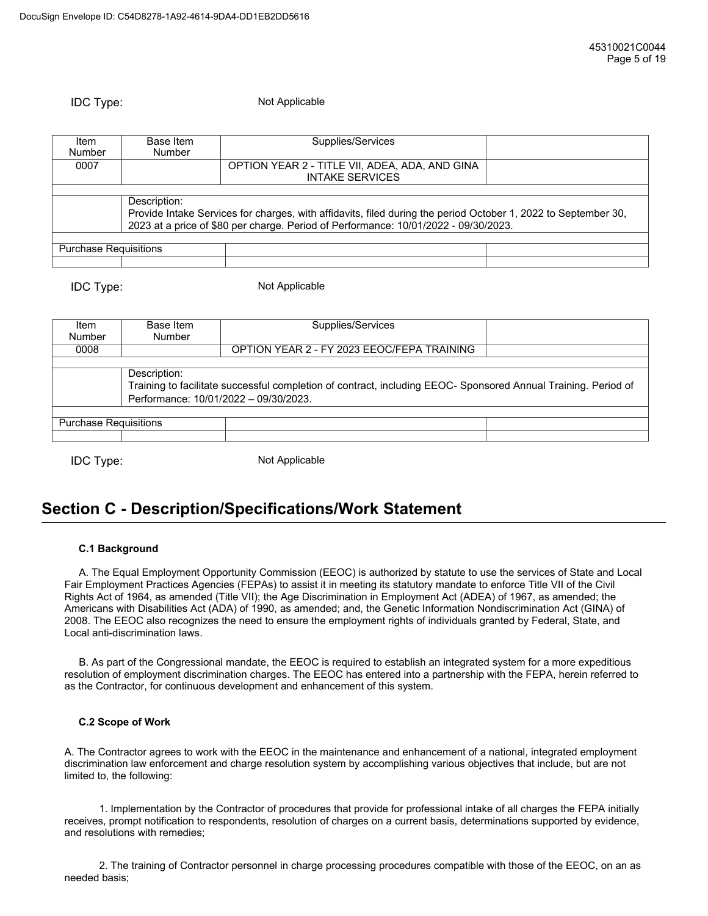IDC Type: Not Applicable

| Item Number | Base Item Number | Supplies/Services | |
|---|---|---|---|
| 0007 | | OPTION YEAR 2 - TITLE VII, ADEA, ADA, AND GINA INTAKE SERVICES | |
| | Description:<br>Provide Intake Services for charges, with affidavits, filed during the period October 1, 2022 to September 30, 2023 at a price of $80 per charge. Period of Performance: 10/01/2022 - 09/30/2023. | | |
| Purchase Requisitions | | | |
| | | | |

IDC Type: Not Applicable

| Item Number | Base Item Number | Supplies/Services | |
|---|---|---|---|
| 0008 | | OPTION YEAR 2 - FY 2023 EEOC/FEPA TRAINING | |
| | Description:<br>Training to facilitate successful completion of contract, including EEOC- Sponsored Annual Training. Period of Performance: 10/01/2022 – 09/30/2023. | | |
| Purchase Requisitions | | | |
| | | | |

IDC Type: Not Applicable

# Section C - Description/Specifications/Work Statement

**C.1 Background**

A. The Equal Employment Opportunity Commission (EEOC) is authorized by statute to use the services of State and Local Fair Employment Practices Agencies (FEPAs) to assist it in meeting its statutory mandate to enforce Title VII of the Civil Rights Act of 1964, as amended (Title VII); the Age Discrimination in Employment Act (ADEA) of 1967, as amended; the Americans with Disabilities Act (ADA) of 1990, as amended; and, the Genetic Information Nondiscrimination Act (GINA) of 2008. The EEOC also recognizes the need to ensure the employment rights of individuals granted by Federal, State, and Local anti-discrimination laws.

B. As part of the Congressional mandate, the EEOC is required to establish an integrated system for a more expeditious resolution of employment discrimination charges. The EEOC has entered into a partnership with the FEPA, herein referred to as the Contractor, for continuous development and enhancement of this system.

**C.2 Scope of Work**

A. The Contractor agrees to work with the EEOC in the maintenance and enhancement of a national, integrated employment discrimination law enforcement and charge resolution system by accomplishing various objectives that include, but are not limited to, the following:

1. Implementation by the Contractor of procedures that provide for professional intake of all charges the FEPA initially receives, prompt notification to respondents, resolution of charges on a current basis, determinations supported by evidence, and resolutions with remedies;

2. The training of Contractor personnel in charge processing procedures compatible with those of the EEOC, on an as needed basis;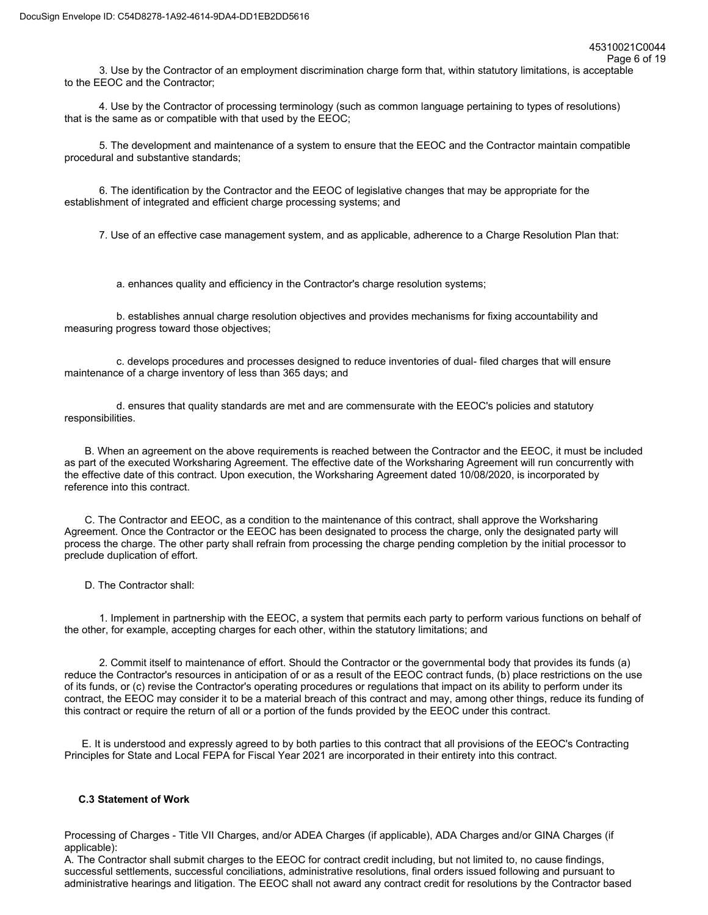3. Use by the Contractor of an employment discrimination charge form that, within statutory limitations, is acceptable to the EEOC and the Contractor;

4. Use by the Contractor of processing terminology (such as common language pertaining to types of resolutions) that is the same as or compatible with that used by the EEOC;

5. The development and maintenance of a system to ensure that the EEOC and the Contractor maintain compatible procedural and substantive standards;

6. The identification by the Contractor and the EEOC of legislative changes that may be appropriate for the establishment of integrated and efficient charge processing systems; and

7. Use of an effective case management system, and as applicable, adherence to a Charge Resolution Plan that:

a. enhances quality and efficiency in the Contractor's charge resolution systems;

b. establishes annual charge resolution objectives and provides mechanisms for fixing accountability and measuring progress toward those objectives;

c. develops procedures and processes designed to reduce inventories of dual- filed charges that will ensure maintenance of a charge inventory of less than 365 days; and

d. ensures that quality standards are met and are commensurate with the EEOC's policies and statutory responsibilities.

B. When an agreement on the above requirements is reached between the Contractor and the EEOC, it must be included as part of the executed Worksharing Agreement. The effective date of the Worksharing Agreement will run concurrently with the effective date of this contract. Upon execution, the Worksharing Agreement dated 10/08/2020, is incorporated by reference into this contract.

C. The Contractor and EEOC, as a condition to the maintenance of this contract, shall approve the Worksharing Agreement. Once the Contractor or the EEOC has been designated to process the charge, only the designated party will process the charge. The other party shall refrain from processing the charge pending completion by the initial processor to preclude duplication of effort.

D. The Contractor shall:

1. Implement in partnership with the EEOC, a system that permits each party to perform various functions on behalf of the other, for example, accepting charges for each other, within the statutory limitations; and

2. Commit itself to maintenance of effort. Should the Contractor or the governmental body that provides its funds (a) reduce the Contractor's resources in anticipation of or as a result of the EEOC contract funds, (b) place restrictions on the use of its funds, or (c) revise the Contractor's operating procedures or regulations that impact on its ability to perform under its contract, the EEOC may consider it to be a material breach of this contract and may, among other things, reduce its funding of this contract or require the return of all or a portion of the funds provided by the EEOC under this contract.

E. It is understood and expressly agreed to by both parties to this contract that all provisions of the EEOC's Contracting Principles for State and Local FEPA for Fiscal Year 2021 are incorporated in their entirety into this contract.

### C.3 Statement of Work

Processing of Charges - Title VII Charges, and/or ADEA Charges (if applicable), ADA Charges and/or GINA Charges (if applicable):

A. The Contractor shall submit charges to the EEOC for contract credit including, but not limited to, no cause findings, successful settlements, successful conciliations, administrative resolutions, final orders issued following and pursuant to administrative hearings and litigation. The EEOC shall not award any contract credit for resolutions by the Contractor based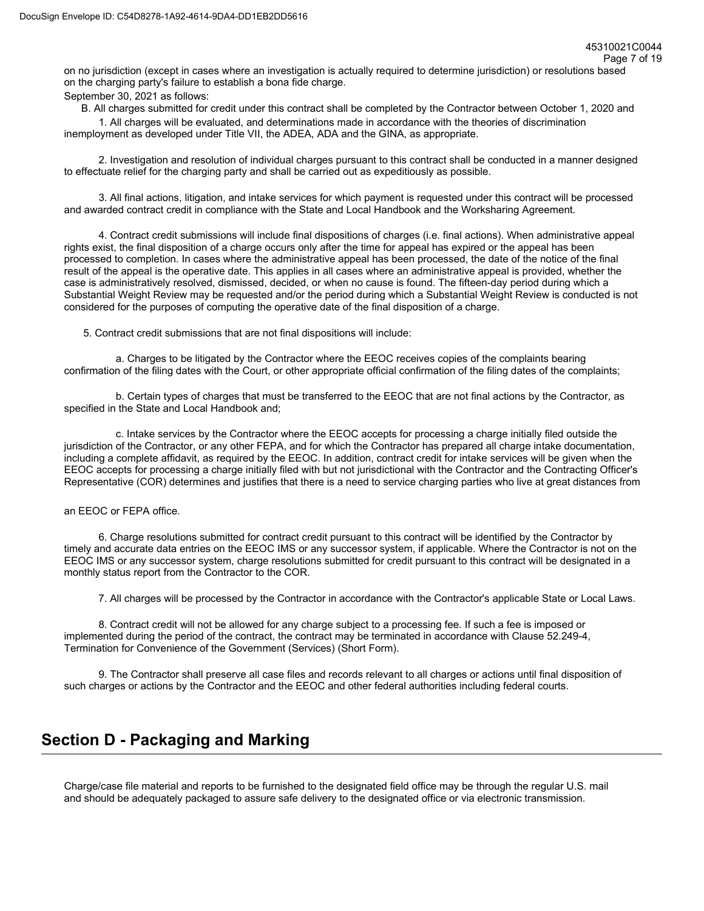on no jurisdiction (except in cases where an investigation is actually required to determine jurisdiction) or resolutions based on the charging party's failure to establish a bona fide charge.

B. All charges submitted for credit under this contract shall be completed by the Contractor between October 1, 2020 and September 30, 2021 as follows:

1. All charges will be evaluated, and determinations made in accordance with the theories of discrimination inemployment as developed under Title VII, the ADEA, ADA and the GINA, as appropriate.

2. Investigation and resolution of individual charges pursuant to this contract shall be conducted in a manner designed to effectuate relief for the charging party and shall be carried out as expeditiously as possible.

3. All final actions, litigation, and intake services for which payment is requested under this contract will be processed and awarded contract credit in compliance with the State and Local Handbook and the Worksharing Agreement.

4. Contract credit submissions will include final dispositions of charges (i.e. final actions). When administrative appeal rights exist, the final disposition of a charge occurs only after the time for appeal has expired or the appeal has been processed to completion. In cases where the administrative appeal has been processed, the date of the notice of the final result of the appeal is the operative date. This applies in all cases where an administrative appeal is provided, whether the case is administratively resolved, dismissed, decided, or when no cause is found. The fifteen-day period during which a Substantial Weight Review may be requested and/or the period during which a Substantial Weight Review is conducted is not considered for the purposes of computing the operative date of the final disposition of a charge.

5. Contract credit submissions that are not final dispositions will include:

a. Charges to be litigated by the Contractor where the EEOC receives copies of the complaints bearing confirmation of the filing dates with the Court, or other appropriate official confirmation of the filing dates of the complaints;

b. Certain types of charges that must be transferred to the EEOC that are not final actions by the Contractor, as specified in the State and Local Handbook and;

c. Intake services by the Contractor where the EEOC accepts for processing a charge initially filed outside the jurisdiction of the Contractor, or any other FEPA, and for which the Contractor has prepared all charge intake documentation, including a complete affidavit, as required by the EEOC. In addition, contract credit for intake services will be given when the EEOC accepts for processing a charge initially filed with but not jurisdictional with the Contractor and the Contracting Officer's Representative (COR) determines and justifies that there is a need to service charging parties who live at great distances from an EEOC or FEPA office.

6. Charge resolutions submitted for contract credit pursuant to this contract will be identified by the Contractor by timely and accurate data entries on the EEOC IMS or any successor system, if applicable. Where the Contractor is not on the EEOC IMS or any successor system, charge resolutions submitted for credit pursuant to this contract will be designated in a monthly status report from the Contractor to the COR.

7. All charges will be processed by the Contractor in accordance with the Contractor's applicable State or Local Laws.

8. Contract credit will not be allowed for any charge subject to a processing fee. If such a fee is imposed or implemented during the period of the contract, the contract may be terminated in accordance with Clause 52.249-4, Termination for Convenience of the Government (Services) (Short Form).

9. The Contractor shall preserve all case files and records relevant to all charges or actions until final disposition of such charges or actions by the Contractor and the EEOC and other federal authorities including federal courts.

## Section D - Packaging and Marking

Charge/case file material and reports to be furnished to the designated field office may be through the regular U.S. mail and should be adequately packaged to assure safe delivery to the designated office or via electronic transmission.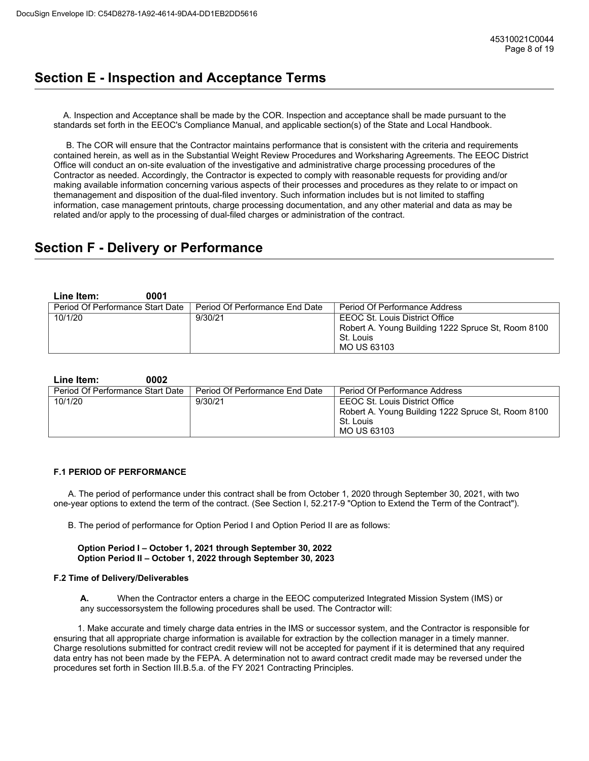## Section E - Inspection and Acceptance Terms

A. Inspection and Acceptance shall be made by the COR. Inspection and acceptance shall be made pursuant to the standards set forth in the EEOC's Compliance Manual, and applicable section(s) of the State and Local Handbook.

B. The COR will ensure that the Contractor maintains performance that is consistent with the criteria and requirements contained herein, as well as in the Substantial Weight Review Procedures and Worksharing Agreements. The EEOC District Office will conduct an on-site evaluation of the investigative and administrative charge processing procedures of the Contractor as needed. Accordingly, the Contractor is expected to comply with reasonable requests for providing and/or making available information concerning various aspects of their processes and procedures as they relate to or impact on themanagement and disposition of the dual-filed inventory. Such information includes but is not limited to staffing information, case management printouts, charge processing documentation, and any other material and data as may be related and/or apply to the processing of dual-filed charges or administration of the contract.

## Section F - Delivery or Performance

**Line Item: 0001**

| Period Of Performance Start Date | Period Of Performance End Date | Period Of Performance Address |
|---|---|---|
| 10/1/20 | 9/30/21 | EEOC St. Louis District Office<br>Robert A. Young Building 1222 Spruce St, Room 8100<br>St. Louis<br>MO US 63103 |

**Line Item: 0002**

| Period Of Performance Start Date | Period Of Performance End Date | Period Of Performance Address |
|---|---|---|
| 10/1/20 | 9/30/21 | EEOC St. Louis District Office<br>Robert A. Young Building 1222 Spruce St, Room 8100<br>St. Louis<br>MO US 63103 |

**F.1 PERIOD OF PERFORMANCE**

A. The period of performance under this contract shall be from October 1, 2020 through September 30, 2021, with two one-year options to extend the term of the contract. (See Section I, 52.217-9 "Option to Extend the Term of the Contract").

B. The period of performance for Option Period I and Option Period II are as follows:

**Option Period I – October 1, 2021 through September 30, 2022**
**Option Period II – October 1, 2022 through September 30, 2023**

**F.2 Time of Delivery/Deliverables**

**A.** When the Contractor enters a charge in the EEOC computerized Integrated Mission System (IMS) or any successorsystem the following procedures shall be used. The Contractor will:

1. Make accurate and timely charge data entries in the IMS or successor system, and the Contractor is responsible for ensuring that all appropriate charge information is available for extraction by the collection manager in a timely manner. Charge resolutions submitted for contract credit review will not be accepted for payment if it is determined that any required data entry has not been made by the FEPA. A determination not to award contract credit made may be reversed under the procedures set forth in Section III.B.5.a. of the FY 2021 Contracting Principles.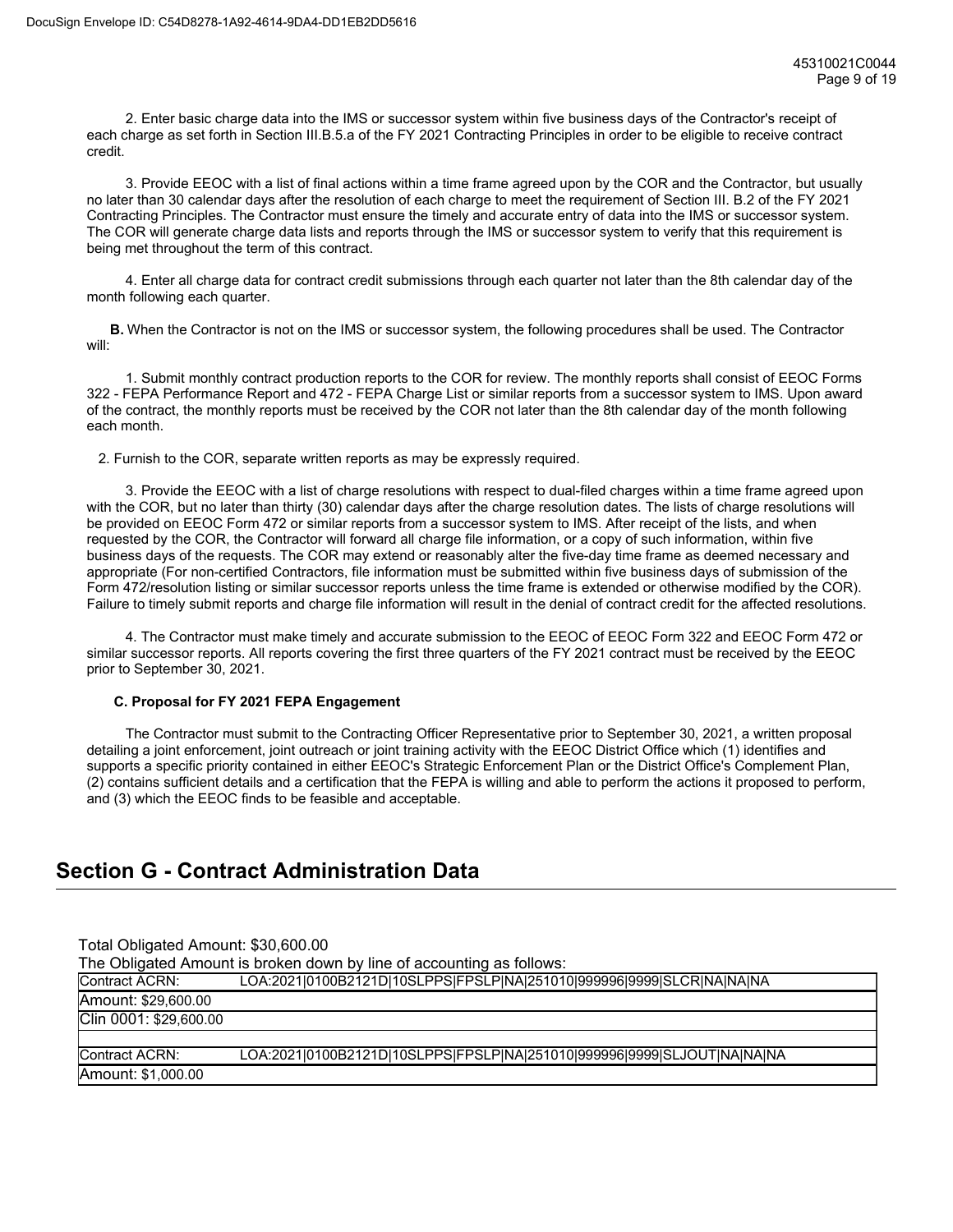2. Enter basic charge data into the IMS or successor system within five business days of the Contractor's receipt of each charge as set forth in Section III.B.5.a of the FY 2021 Contracting Principles in order to be eligible to receive contract credit.

3. Provide EEOC with a list of final actions within a time frame agreed upon by the COR and the Contractor, but usually no later than 30 calendar days after the resolution of each charge to meet the requirement of Section III. B.2 of the FY 2021 Contracting Principles. The Contractor must ensure the timely and accurate entry of data into the IMS or successor system. The COR will generate charge data lists and reports through the IMS or successor system to verify that this requirement is being met throughout the term of this contract.

4. Enter all charge data for contract credit submissions through each quarter not later than the 8th calendar day of the month following each quarter.

**B.** When the Contractor is not on the IMS or successor system, the following procedures shall be used. The Contractor will:

1. Submit monthly contract production reports to the COR for review. The monthly reports shall consist of EEOC Forms 322 - FEPA Performance Report and 472 - FEPA Charge List or similar reports from a successor system to IMS. Upon award of the contract, the monthly reports must be received by the COR not later than the 8th calendar day of the month following each month.

2. Furnish to the COR, separate written reports as may be expressly required.

3. Provide the EEOC with a list of charge resolutions with respect to dual-filed charges within a time frame agreed upon with the COR, but no later than thirty (30) calendar days after the charge resolution dates. The lists of charge resolutions will be provided on EEOC Form 472 or similar reports from a successor system to IMS. After receipt of the lists, and when requested by the COR, the Contractor will forward all charge file information, or a copy of such information, within five business days of the requests. The COR may extend or reasonably alter the five-day time frame as deemed necessary and appropriate (For non-certified Contractors, file information must be submitted within five business days of submission of the Form 472/resolution listing or similar successor reports unless the time frame is extended or otherwise modified by the COR). Failure to timely submit reports and charge file information will result in the denial of contract credit for the affected resolutions.

4. The Contractor must make timely and accurate submission to the EEOC of EEOC Form 322 and EEOC Form 472 or similar successor reports. All reports covering the first three quarters of the FY 2021 contract must be received by the EEOC prior to September 30, 2021.

**C. Proposal for FY 2021 FEPA Engagement**

The Contractor must submit to the Contracting Officer Representative prior to September 30, 2021, a written proposal detailing a joint enforcement, joint outreach or joint training activity with the EEOC District Office which (1) identifies and supports a specific priority contained in either EEOC's Strategic Enforcement Plan or the District Office's Complement Plan, (2) contains sufficient details and a certification that the FEPA is willing and able to perform the actions it proposed to perform, and (3) which the EEOC finds to be feasible and acceptable.

# Section G - Contract Administration Data

Total Obligated Amount: $30,600.00

The Obligated Amount is broken down by line of accounting as follows:

| | |
|---|---|
| Contract ACRN: | LOA:2021\|0100B2121D\|10SLPPS\|FPSLP\|NA\|251010\|999996\|9999\|SLCR\|NA\|NA\|NA |
| Amount: $29,600.00 | |
| Clin 0001: $29,600.00 | |
| | |
| Contract ACRN: | LOA:2021\|0100B2121D\|10SLPPS\|FPSLP\|NA\|251010\|999996\|9999\|SLJOUT\|NA\|NA\|NA |
| Amount: $1,000.00 | |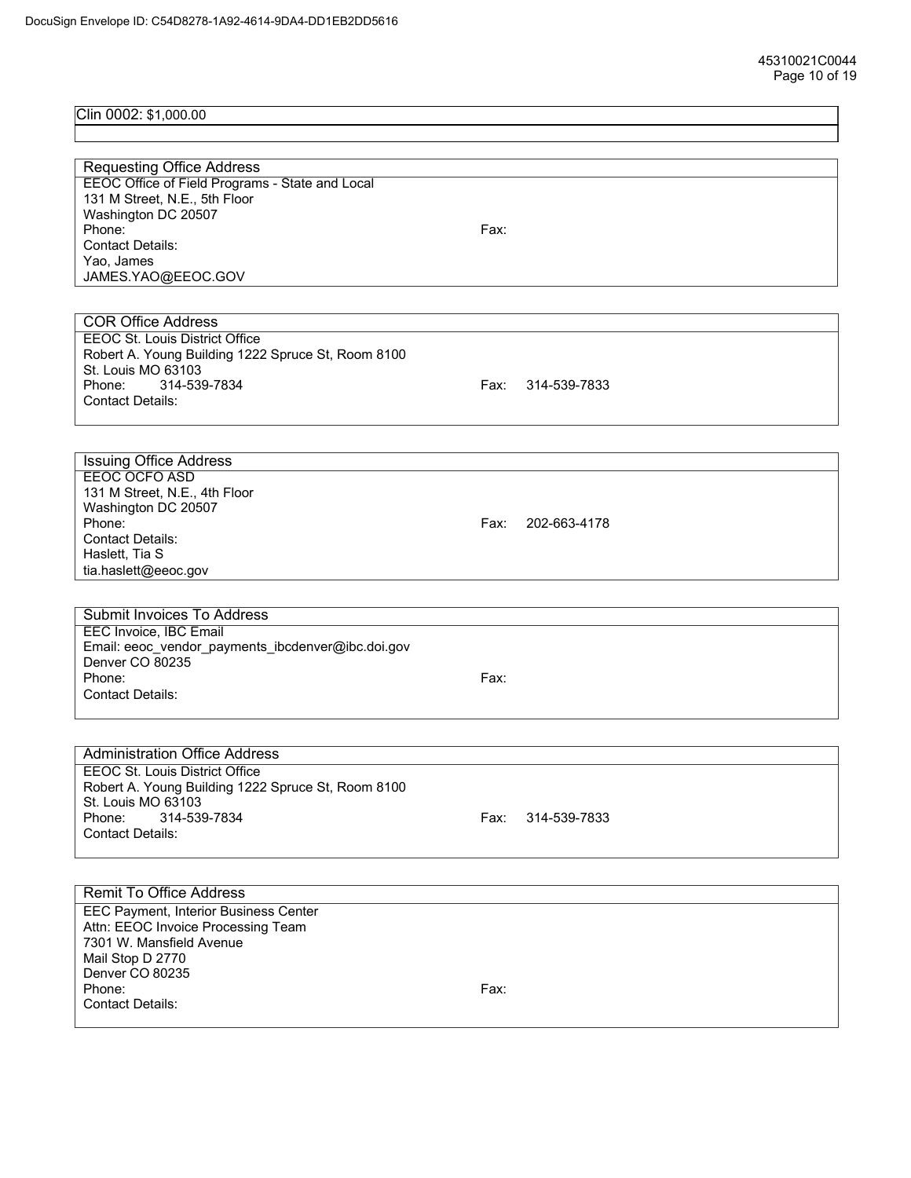Clin 0002: $1,000.00

| Requesting Office Address | |
| --- | --- |
| EEOC Office of Field Programs - State and Local<br>131 M Street, N.E., 5th Floor<br>Washington DC 20507<br>Phone:<br>Contact Details:<br>Yao, James<br>JAMES.YAO@EEOC.GOV | Fax: |

| COR Office Address | |
| --- | --- |
| EEOC St. Louis District Office<br>Robert A. Young Building 1222 Spruce St, Room 8100<br>St. Louis MO 63103<br>Phone: 314-539-7834<br>Contact Details: | Fax: 314-539-7833 |

| Issuing Office Address | |
| --- | --- |
| EEOC OCFO ASD<br>131 M Street, N.E., 4th Floor<br>Washington DC 20507<br>Phone:<br>Contact Details:<br>Haslett, Tia S<br>tia.haslett@eeoc.gov | Fax: 202-663-4178 |

| Submit Invoices To Address | |
| --- | --- |
| EEC Invoice, IBC Email<br>Email: eeoc_vendor_payments_ibcdenver@ibc.doi.gov<br>Denver CO 80235<br>Phone:<br>Contact Details: | Fax: |

| Administration Office Address | |
| --- | --- |
| EEOC St. Louis District Office<br>Robert A. Young Building 1222 Spruce St, Room 8100<br>St. Louis MO 63103<br>Phone: 314-539-7834<br>Contact Details: | Fax: 314-539-7833 |

| Remit To Office Address | |
| --- | --- |
| EEC Payment, Interior Business Center<br>Attn: EEOC Invoice Processing Team<br>7301 W. Mansfield Avenue<br>Mail Stop D 2770<br>Denver CO 80235<br>Phone:<br>Contact Details: | Fax: |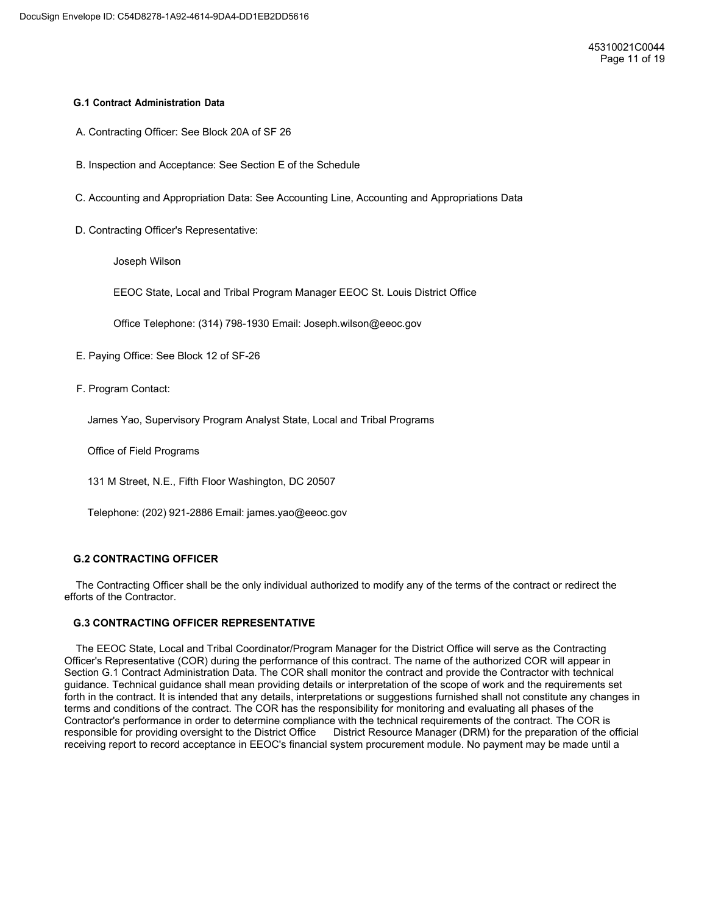### G.1 Contract Administration Data

A. Contracting Officer: See Block 20A of SF 26

B. Inspection and Acceptance: See Section E of the Schedule

C. Accounting and Appropriation Data: See Accounting Line, Accounting and Appropriations Data

D. Contracting Officer's Representative:

Joseph Wilson

EEOC State, Local and Tribal Program Manager EEOC St. Louis District Office

Office Telephone: (314) 798-1930 Email: Joseph.wilson@eeoc.gov

E. Paying Office: See Block 12 of SF-26

F. Program Contact:

James Yao, Supervisory Program Analyst State, Local and Tribal Programs

Office of Field Programs

131 M Street, N.E., Fifth Floor Washington, DC 20507

Telephone: (202) 921-2886 Email: james.yao@eeoc.gov

### G.2 CONTRACTING OFFICER

The Contracting Officer shall be the only individual authorized to modify any of the terms of the contract or redirect the efforts of the Contractor.

### G.3 CONTRACTING OFFICER REPRESENTATIVE

The EEOC State, Local and Tribal Coordinator/Program Manager for the District Office will serve as the Contracting Officer's Representative (COR) during the performance of this contract. The name of the authorized COR will appear in Section G.1 Contract Administration Data. The COR shall monitor the contract and provide the Contractor with technical guidance. Technical guidance shall mean providing details or interpretation of the scope of work and the requirements set forth in the contract. It is intended that any details, interpretations or suggestions furnished shall not constitute any changes in terms and conditions of the contract. The COR has the responsibility for monitoring and evaluating all phases of the Contractor's performance in order to determine compliance with the technical requirements of the contract. The COR is responsible for providing oversight to the District Office District Resource Manager (DRM) for the preparation of the official receiving report to record acceptance in EEOC's financial system procurement module. No payment may be made until a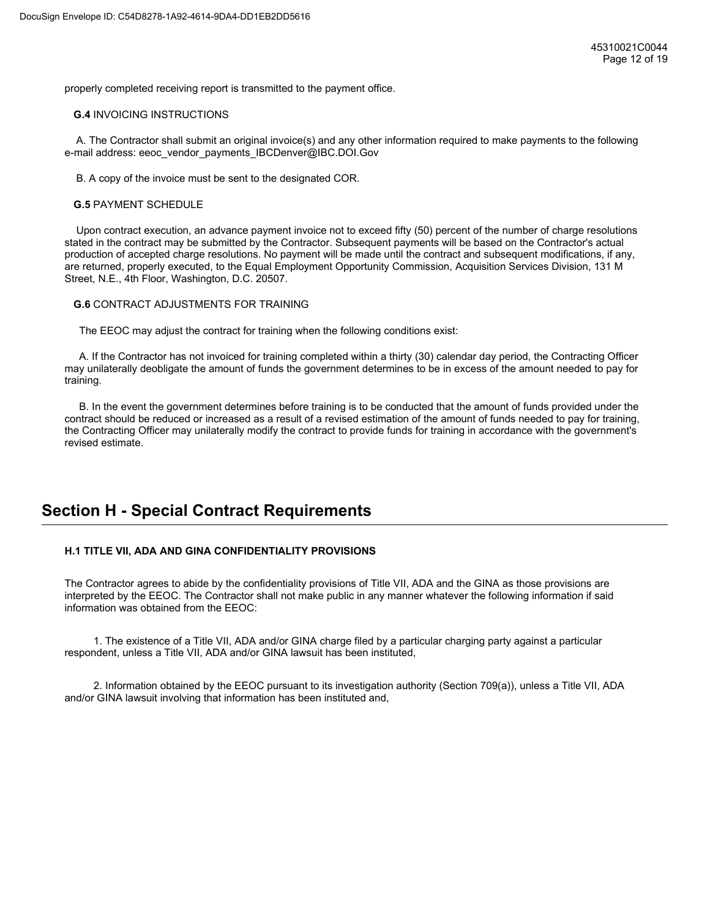properly completed receiving report is transmitted to the payment office.

**G.4** INVOICING INSTRUCTIONS

A. The Contractor shall submit an original invoice(s) and any other information required to make payments to the following e-mail address: eeoc_vendor_payments_IBCDenver@IBC.DOI.Gov

B. A copy of the invoice must be sent to the designated COR.

**G.5** PAYMENT SCHEDULE

Upon contract execution, an advance payment invoice not to exceed fifty (50) percent of the number of charge resolutions stated in the contract may be submitted by the Contractor. Subsequent payments will be based on the Contractor's actual production of accepted charge resolutions. No payment will be made until the contract and subsequent modifications, if any, are returned, properly executed, to the Equal Employment Opportunity Commission, Acquisition Services Division, 131 M Street, N.E., 4th Floor, Washington, D.C. 20507.

**G.6** CONTRACT ADJUSTMENTS FOR TRAINING

The EEOC may adjust the contract for training when the following conditions exist:

A. If the Contractor has not invoiced for training completed within a thirty (30) calendar day period, the Contracting Officer may unilaterally deobligate the amount of funds the government determines to be in excess of the amount needed to pay for training.

B. In the event the government determines before training is to be conducted that the amount of funds provided under the contract should be reduced or increased as a result of a revised estimation of the amount of funds needed to pay for training, the Contracting Officer may unilaterally modify the contract to provide funds for training in accordance with the government's revised estimate.

## Section H - Special Contract Requirements

**H.1 TITLE VII, ADA AND GINA CONFIDENTIALITY PROVISIONS**

The Contractor agrees to abide by the confidentiality provisions of Title VII, ADA and the GINA as those provisions are interpreted by the EEOC. The Contractor shall not make public in any manner whatever the following information if said information was obtained from the EEOC:

1. The existence of a Title VII, ADA and/or GINA charge filed by a particular charging party against a particular respondent, unless a Title VII, ADA and/or GINA lawsuit has been instituted,

2. Information obtained by the EEOC pursuant to its investigation authority (Section 709(a)), unless a Title VII, ADA and/or GINA lawsuit involving that information has been instituted and,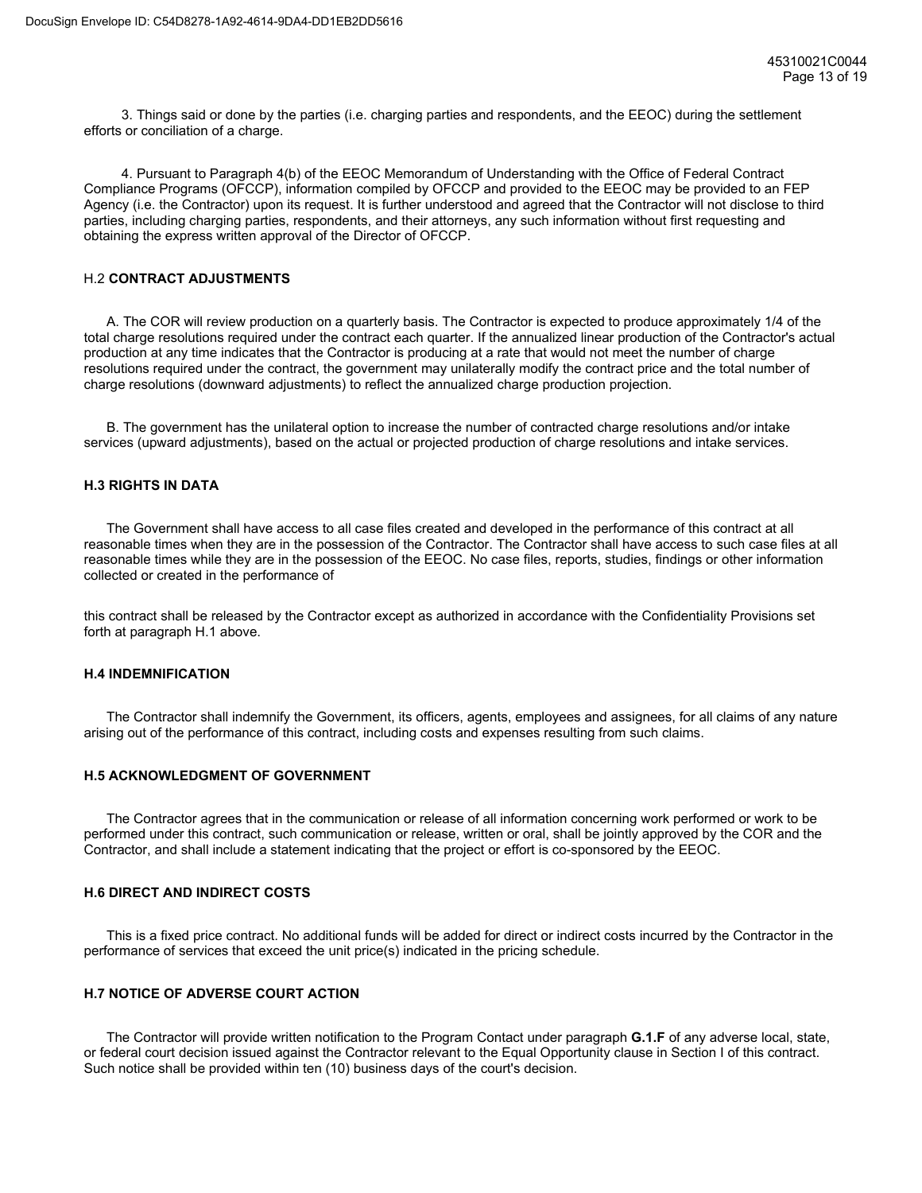3. Things said or done by the parties (i.e. charging parties and respondents, and the EEOC) during the settlement efforts or conciliation of a charge.

4. Pursuant to Paragraph 4(b) of the EEOC Memorandum of Understanding with the Office of Federal Contract Compliance Programs (OFCCP), information compiled by OFCCP and provided to the EEOC may be provided to an FEP Agency (i.e. the Contractor) upon its request. It is further understood and agreed that the Contractor will not disclose to third parties, including charging parties, respondents, and their attorneys, any such information without first requesting and obtaining the express written approval of the Director of OFCCP.

### H.2 **CONTRACT ADJUSTMENTS**

A. The COR will review production on a quarterly basis. The Contractor is expected to produce approximately 1/4 of the total charge resolutions required under the contract each quarter. If the annualized linear production of the Contractor's actual production at any time indicates that the Contractor is producing at a rate that would not meet the number of charge resolutions required under the contract, the government may unilaterally modify the contract price and the total number of charge resolutions (downward adjustments) to reflect the annualized charge production projection.

B. The government has the unilateral option to increase the number of contracted charge resolutions and/or intake services (upward adjustments), based on the actual or projected production of charge resolutions and intake services.

### **H.3 RIGHTS IN DATA**

The Government shall have access to all case files created and developed in the performance of this contract at all reasonable times when they are in the possession of the Contractor. The Contractor shall have access to such case files at all reasonable times while they are in the possession of the EEOC. No case files, reports, studies, findings or other information collected or created in the performance of this contract shall be released by the Contractor except as authorized in accordance with the Confidentiality Provisions set forth at paragraph H.1 above.

### **H.4 INDEMNIFICATION**

The Contractor shall indemnify the Government, its officers, agents, employees and assignees, for all claims of any nature arising out of the performance of this contract, including costs and expenses resulting from such claims.

### **H.5 ACKNOWLEDGMENT OF GOVERNMENT**

The Contractor agrees that in the communication or release of all information concerning work performed or work to be performed under this contract, such communication or release, written or oral, shall be jointly approved by the COR and the Contractor, and shall include a statement indicating that the project or effort is co-sponsored by the EEOC.

### **H.6 DIRECT AND INDIRECT COSTS**

This is a fixed price contract. No additional funds will be added for direct or indirect costs incurred by the Contractor in the performance of services that exceed the unit price(s) indicated in the pricing schedule.

### **H.7 NOTICE OF ADVERSE COURT ACTION**

The Contractor will provide written notification to the Program Contact under paragraph **G.1.F** of any adverse local, state, or federal court decision issued against the Contractor relevant to the Equal Opportunity clause in Section I of this contract. Such notice shall be provided within ten (10) business days of the court's decision.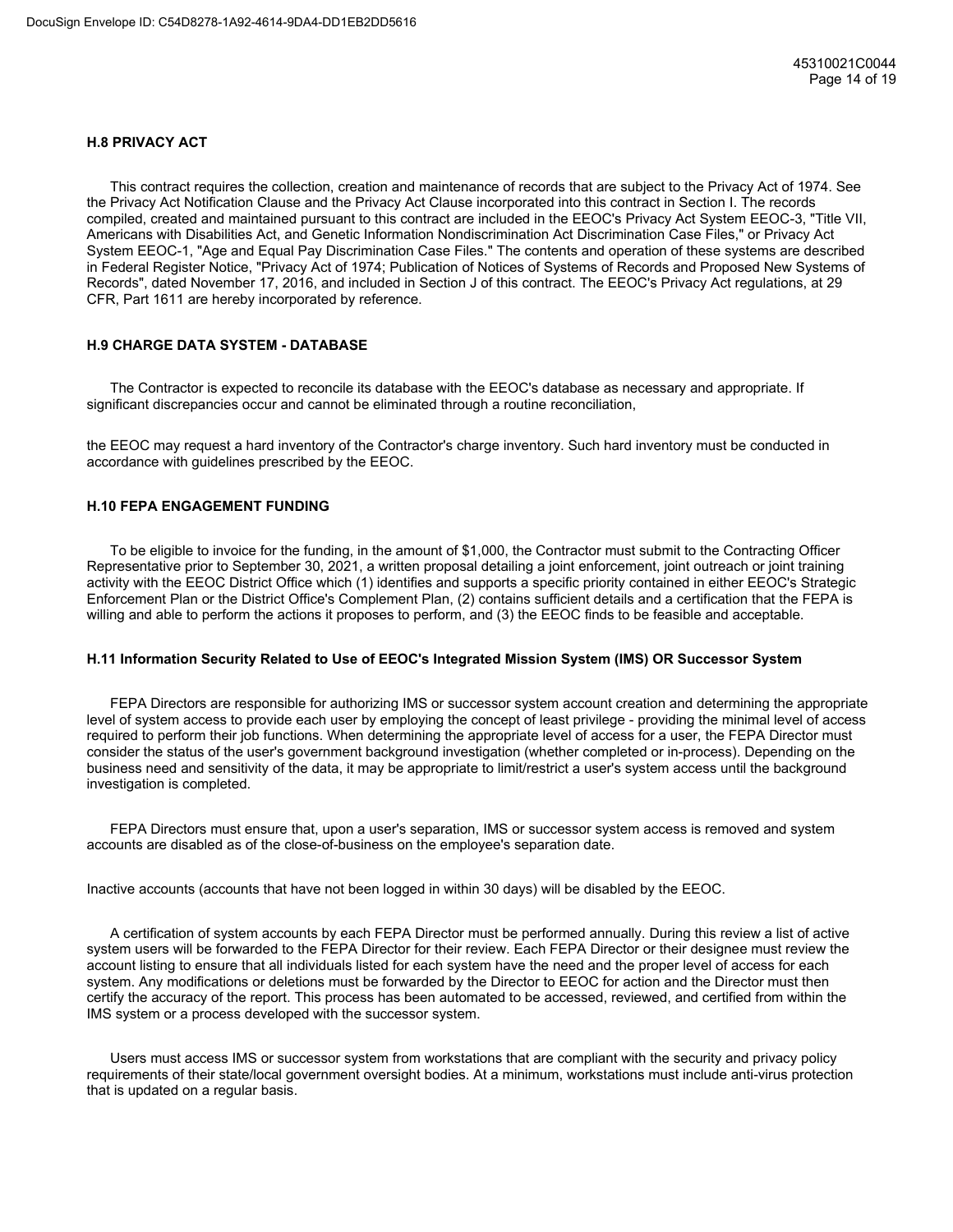### H.8 PRIVACY ACT

This contract requires the collection, creation and maintenance of records that are subject to the Privacy Act of 1974. See the Privacy Act Notification Clause and the Privacy Act Clause incorporated into this contract in Section I. The records compiled, created and maintained pursuant to this contract are included in the EEOC's Privacy Act System EEOC-3, "Title VII, Americans with Disabilities Act, and Genetic Information Nondiscrimination Act Discrimination Case Files," or Privacy Act System EEOC-1, "Age and Equal Pay Discrimination Case Files." The contents and operation of these systems are described in Federal Register Notice, "Privacy Act of 1974; Publication of Notices of Systems of Records and Proposed New Systems of Records", dated November 17, 2016, and included in Section J of this contract. The EEOC's Privacy Act regulations, at 29 CFR, Part 1611 are hereby incorporated by reference.

### H.9 CHARGE DATA SYSTEM - DATABASE

The Contractor is expected to reconcile its database with the EEOC's database as necessary and appropriate. If significant discrepancies occur and cannot be eliminated through a routine reconciliation,

the EEOC may request a hard inventory of the Contractor's charge inventory. Such hard inventory must be conducted in accordance with guidelines prescribed by the EEOC.

### H.10 FEPA ENGAGEMENT FUNDING

To be eligible to invoice for the funding, in the amount of $1,000, the Contractor must submit to the Contracting Officer Representative prior to September 30, 2021, a written proposal detailing a joint enforcement, joint outreach or joint training activity with the EEOC District Office which (1) identifies and supports a specific priority contained in either EEOC's Strategic Enforcement Plan or the District Office's Complement Plan, (2) contains sufficient details and a certification that the FEPA is willing and able to perform the actions it proposes to perform, and (3) the EEOC finds to be feasible and acceptable.

### H.11 Information Security Related to Use of EEOC's Integrated Mission System (IMS) OR Successor System

FEPA Directors are responsible for authorizing IMS or successor system account creation and determining the appropriate level of system access to provide each user by employing the concept of least privilege - providing the minimal level of access required to perform their job functions. When determining the appropriate level of access for a user, the FEPA Director must consider the status of the user's government background investigation (whether completed or in-process). Depending on the business need and sensitivity of the data, it may be appropriate to limit/restrict a user's system access until the background investigation is completed.

FEPA Directors must ensure that, upon a user's separation, IMS or successor system access is removed and system accounts are disabled as of the close-of-business on the employee's separation date.

Inactive accounts (accounts that have not been logged in within 30 days) will be disabled by the EEOC.

A certification of system accounts by each FEPA Director must be performed annually. During this review a list of active system users will be forwarded to the FEPA Director for their review. Each FEPA Director or their designee must review the account listing to ensure that all individuals listed for each system have the need and the proper level of access for each system. Any modifications or deletions must be forwarded by the Director to EEOC for action and the Director must then certify the accuracy of the report. This process has been automated to be accessed, reviewed, and certified from within the IMS system or a process developed with the successor system.

Users must access IMS or successor system from workstations that are compliant with the security and privacy policy requirements of their state/local government oversight bodies. At a minimum, workstations must include anti-virus protection that is updated on a regular basis.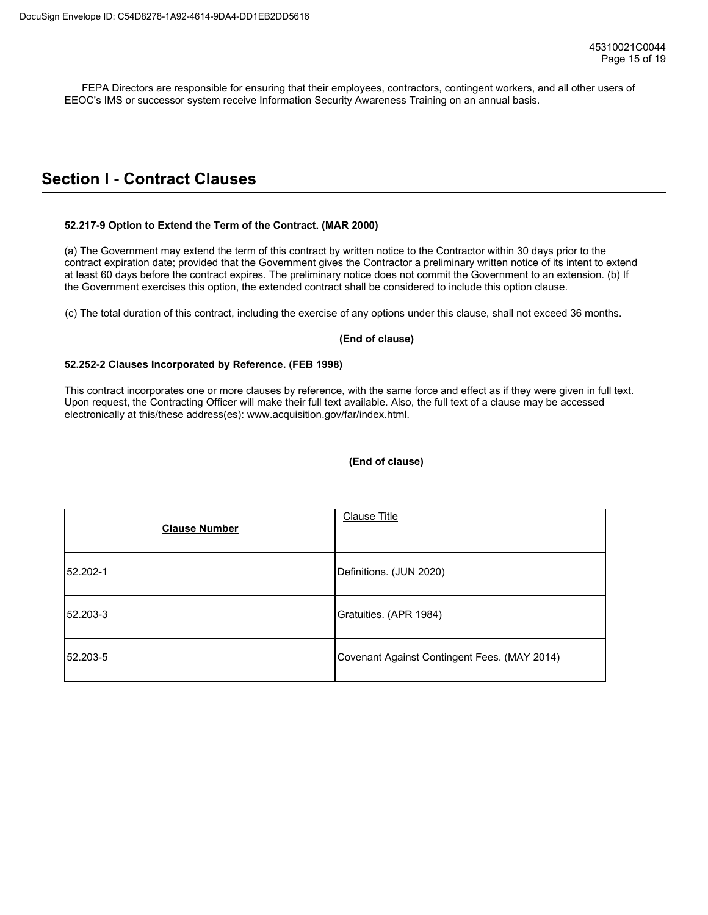FEPA Directors are responsible for ensuring that their employees, contractors, contingent workers, and all other users of EEOC's IMS or successor system receive Information Security Awareness Training on an annual basis.

## Section I - Contract Clauses

**52.217-9 Option to Extend the Term of the Contract. (MAR 2000)**

(a) The Government may extend the term of this contract by written notice to the Contractor within 30 days prior to the contract expiration date; provided that the Government gives the Contractor a preliminary written notice of its intent to extend at least 60 days before the contract expires. The preliminary notice does not commit the Government to an extension. (b) If the Government exercises this option, the extended contract shall be considered to include this option clause.

(c) The total duration of this contract, including the exercise of any options under this clause, shall not exceed 36 months.

**(End of clause)**

**52.252-2 Clauses Incorporated by Reference. (FEB 1998)**

This contract incorporates one or more clauses by reference, with the same force and effect as if they were given in full text. Upon request, the Contracting Officer will make their full text available. Also, the full text of a clause may be accessed electronically at this/these address(es): www.acquisition.gov/far/index.html.

**(End of clause)**

| **Clause Number** | Clause Title |
|---|---|
| 52.202-1 | Definitions. (JUN 2020) |
| 52.203-3 | Gratuities. (APR 1984) |
| 52.203-5 | Covenant Against Contingent Fees. (MAY 2014) |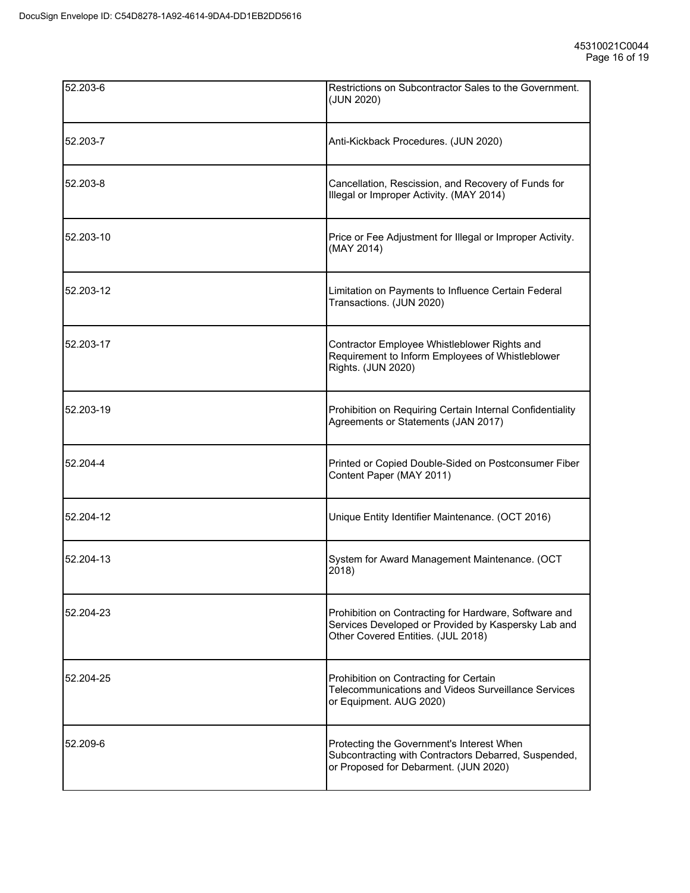| | |
|---|---|
| 52.203-6 | Restrictions on Subcontractor Sales to the Government. (JUN 2020) |
| 52.203-7 | Anti-Kickback Procedures. (JUN 2020) |
| 52.203-8 | Cancellation, Rescission, and Recovery of Funds for Illegal or Improper Activity. (MAY 2014) |
| 52.203-10 | Price or Fee Adjustment for Illegal or Improper Activity. (MAY 2014) |
| 52.203-12 | Limitation on Payments to Influence Certain Federal Transactions. (JUN 2020) |
| 52.203-17 | Contractor Employee Whistleblower Rights and Requirement to Inform Employees of Whistleblower Rights. (JUN 2020) |
| 52.203-19 | Prohibition on Requiring Certain Internal Confidentiality Agreements or Statements (JAN 2017) |
| 52.204-4 | Printed or Copied Double-Sided on Postconsumer Fiber Content Paper (MAY 2011) |
| 52.204-12 | Unique Entity Identifier Maintenance. (OCT 2016) |
| 52.204-13 | System for Award Management Maintenance. (OCT 2018) |
| 52.204-23 | Prohibition on Contracting for Hardware, Software and Services Developed or Provided by Kaspersky Lab and Other Covered Entities. (JUL 2018) |
| 52.204-25 | Prohibition on Contracting for Certain Telecommunications and Videos Surveillance Services or Equipment. AUG 2020) |
| 52.209-6 | Protecting the Government's Interest When Subcontracting with Contractors Debarred, Suspended, or Proposed for Debarment. (JUN 2020) |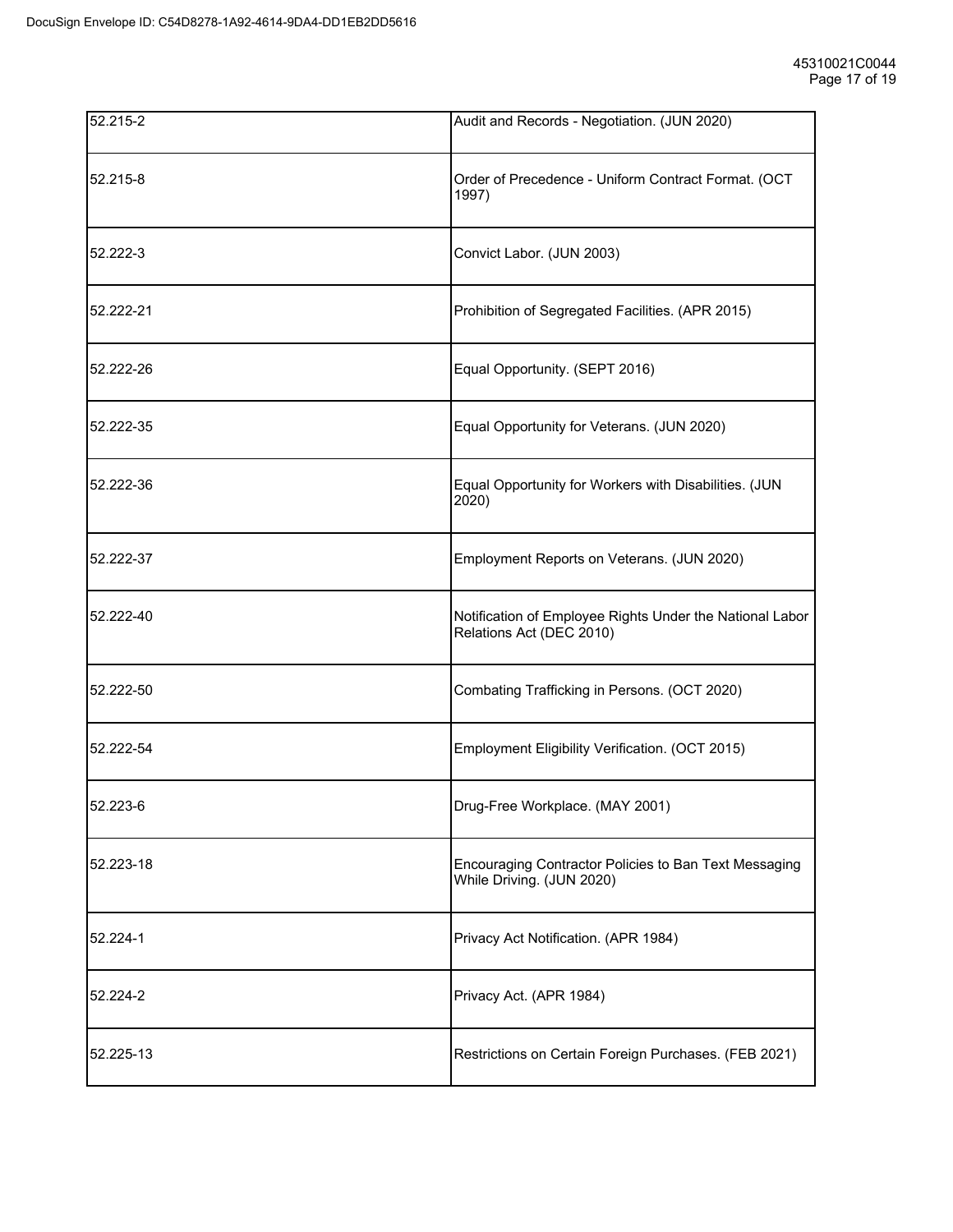| | |
|---|---|
| 52.215-2 | Audit and Records - Negotiation. (JUN 2020) |
| 52.215-8 | Order of Precedence - Uniform Contract Format. (OCT 1997) |
| 52.222-3 | Convict Labor. (JUN 2003) |
| 52.222-21 | Prohibition of Segregated Facilities. (APR 2015) |
| 52.222-26 | Equal Opportunity. (SEPT 2016) |
| 52.222-35 | Equal Opportunity for Veterans. (JUN 2020) |
| 52.222-36 | Equal Opportunity for Workers with Disabilities. (JUN 2020) |
| 52.222-37 | Employment Reports on Veterans. (JUN 2020) |
| 52.222-40 | Notification of Employee Rights Under the National Labor Relations Act (DEC 2010) |
| 52.222-50 | Combating Trafficking in Persons. (OCT 2020) |
| 52.222-54 | Employment Eligibility Verification. (OCT 2015) |
| 52.223-6 | Drug-Free Workplace. (MAY 2001) |
| 52.223-18 | Encouraging Contractor Policies to Ban Text Messaging While Driving. (JUN 2020) |
| 52.224-1 | Privacy Act Notification. (APR 1984) |
| 52.224-2 | Privacy Act. (APR 1984) |
| 52.225-13 | Restrictions on Certain Foreign Purchases. (FEB 2021) |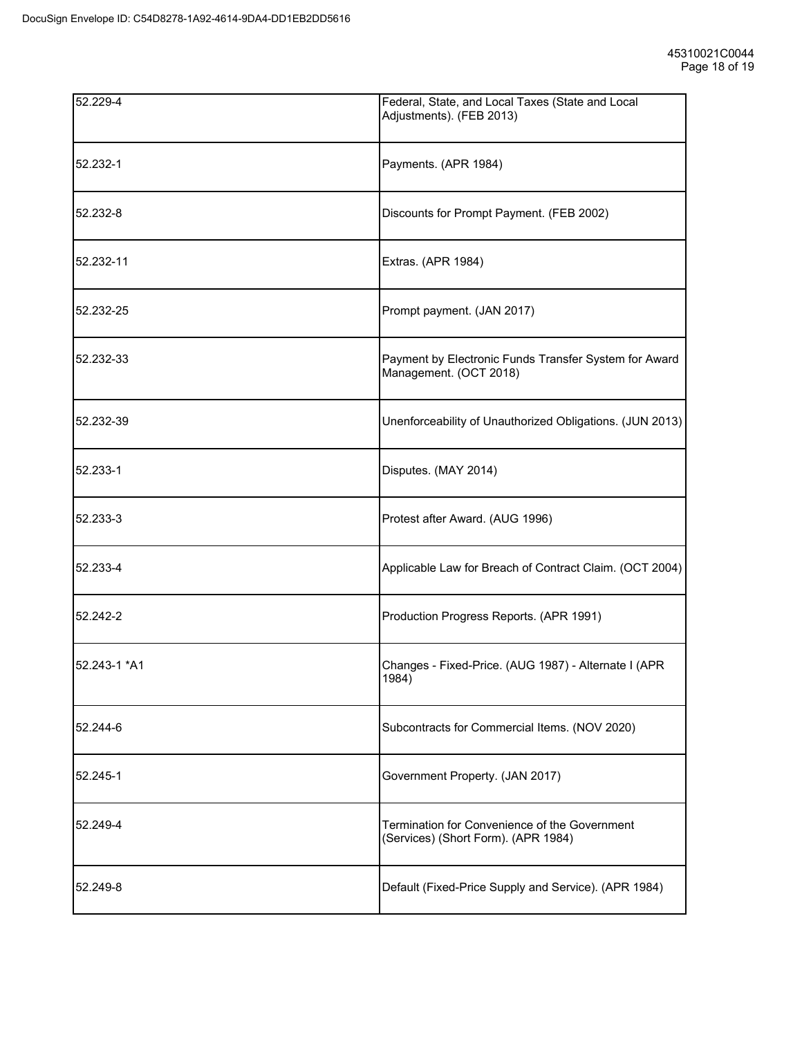| | |
|---|---|
| 52.229-4 | Federal, State, and Local Taxes (State and Local Adjustments). (FEB 2013) |
| 52.232-1 | Payments. (APR 1984) |
| 52.232-8 | Discounts for Prompt Payment. (FEB 2002) |
| 52.232-11 | Extras. (APR 1984) |
| 52.232-25 | Prompt payment. (JAN 2017) |
| 52.232-33 | Payment by Electronic Funds Transfer System for Award Management. (OCT 2018) |
| 52.232-39 | Unenforceability of Unauthorized Obligations. (JUN 2013) |
| 52.233-1 | Disputes. (MAY 2014) |
| 52.233-3 | Protest after Award. (AUG 1996) |
| 52.233-4 | Applicable Law for Breach of Contract Claim. (OCT 2004) |
| 52.242-2 | Production Progress Reports. (APR 1991) |
| 52.243-1 *A1 | Changes - Fixed-Price. (AUG 1987) - Alternate I (APR 1984) |
| 52.244-6 | Subcontracts for Commercial Items. (NOV 2020) |
| 52.245-1 | Government Property. (JAN 2017) |
| 52.249-4 | Termination for Convenience of the Government (Services) (Short Form). (APR 1984) |
| 52.249-8 | Default (Fixed-Price Supply and Service). (APR 1984) |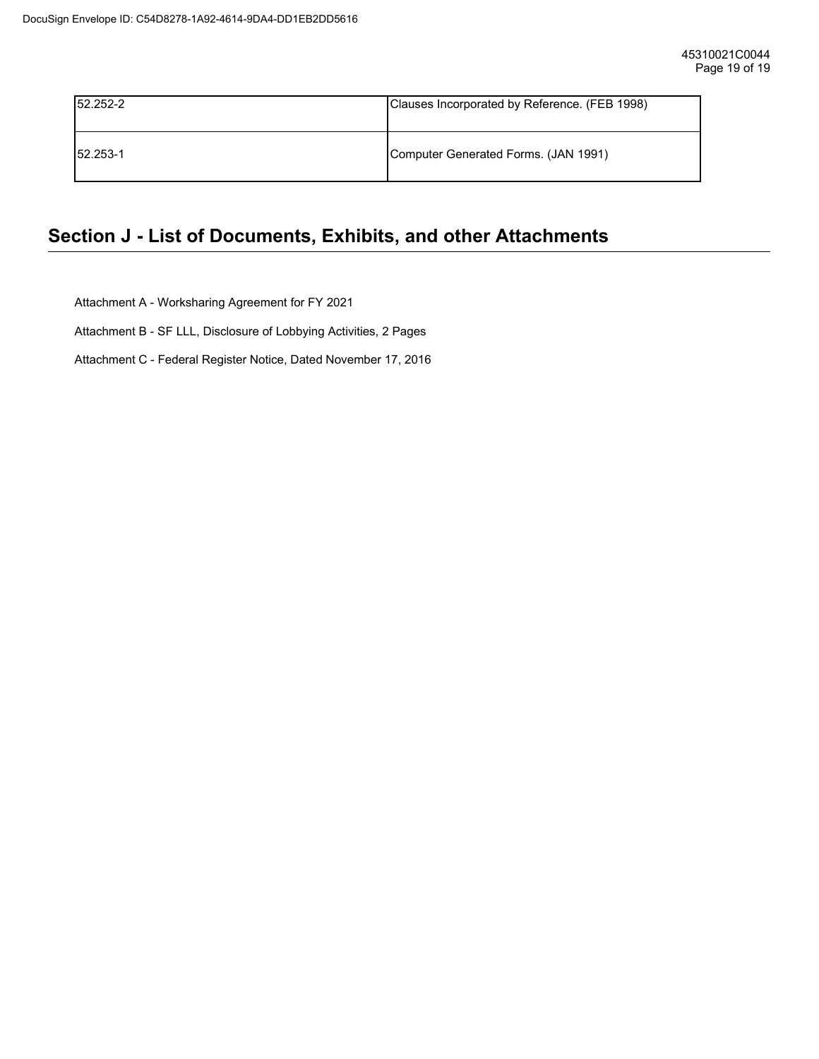| | |
|---|---|
| 52.252-2 | Clauses Incorporated by Reference. (FEB 1998) |
| 52.253-1 | Computer Generated Forms. (JAN 1991) |

## Section J - List of Documents, Exhibits, and other Attachments

Attachment A - Worksharing Agreement for FY 2021

Attachment B - SF LLL, Disclosure of Lobbying Activities, 2 Pages

Attachment C - Federal Register Notice, Dated November 17, 2016